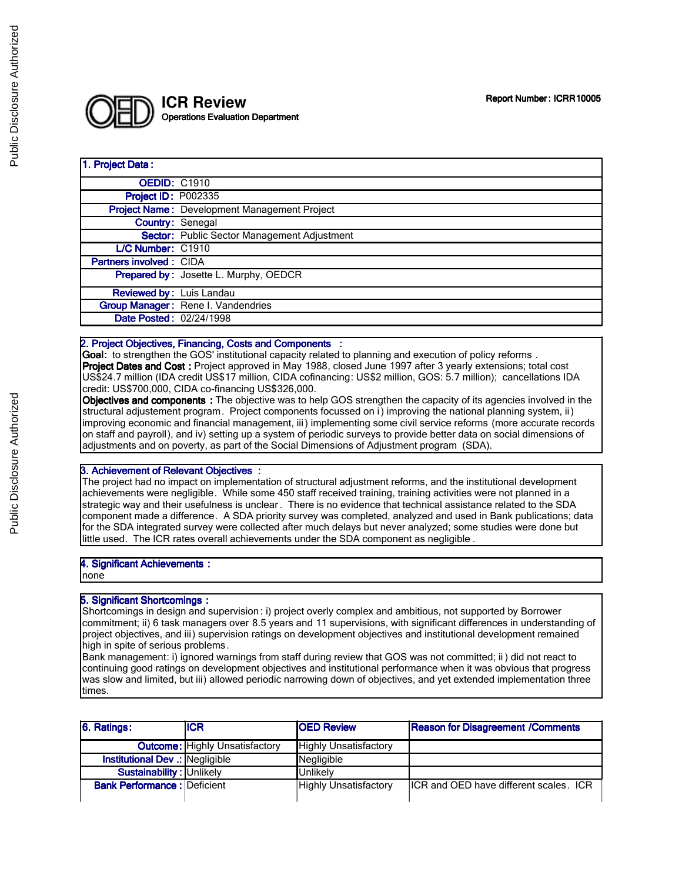# ICR Review

Operations Evaluation Department

Report Number : ICRR10005

| 1. Project Data : | |
|---|---|
| OEDID: | C1910 |
| Project ID : | P002335 |
| Project Name : | Development Management Project |
| Country : | Senegal |
| Sector : | Public Sector Management Adjustment |
| L/C Number : | C1910 |
| Partners involved : | CIDA |
| Prepared by : | Josette L. Murphy, OEDCR |
| Reviewed by : | Luis Landau |
| Group Manager : | Rene I. Vandendries |
| Date Posted : | 02/24/1998 |

## 2. Project Objectives, Financing, Costs and Components :

**Goal:** to strengthen the GOS' institutional capacity related to planning and execution of policy reforms .
**Project Dates and Cost :** Project approved in May 1988, closed June 1997 after 3 yearly extensions; total cost US$24.7 million (IDA credit US$17 million, CIDA cofinancing: US$2 million, GOS: 5.7 million); cancellations IDA credit: US$700,000, CIDA co-financing US$326,000.
**Objectives and components :** The objective was to help GOS strengthen the capacity of its agencies involved in the structural adjustement program. Project components focussed on i) improving the national planning system, ii) improving economic and financial management, iii) implementing some civil service reforms (more accurate records on staff and payroll), and iv) setting up a system of periodic surveys to provide better data on social dimensions of adjustments and on poverty, as part of the Social Dimensions of Adjustment program (SDA).

## 3. Achievement of Relevant Objectives :

The project had no impact on implementation of structural adjustment reforms, and the institutional development achievements were negligible. While some 450 staff received training, training activities were not planned in a strategic way and their usefulness is unclear. There is no evidence that technical assistance related to the SDA component made a difference. A SDA priority survey was completed, analyzed and used in Bank publications; data for the SDA integrated survey were collected after much delays but never analyzed; some studies were done but little used. The ICR rates overall achievements under the SDA component as negligible .

## 4. Significant Achievements :

none

## 5. Significant Shortcomings :

Shortcomings in design and supervision: i) project overly complex and ambitious, not supported by Borrower commitment; ii) 6 task managers over 8.5 years and 11 supervisions, with significant differences in understanding of project objectives, and iii) supervision ratings on development objectives and institutional development remained high in spite of serious problems.
Bank management: i) ignored warnings from staff during review that GOS was not committed; ii) did not react to continuing good ratings on development objectives and institutional performance when it was obvious that progress was slow and limited, but iii) allowed periodic narrowing down of objectives, and yet extended implementation three times.

| 6. Ratings: | ICR | OED Review | Reason for Disagreement /Comments |
|---|---|---|---|
| Outcome: | Highly Unsatisfactory | Highly Unsatisfactory | |
| Institutional Dev .: | Negligible | Negligible | |
| Sustainability : | Unlikely | Unlikely | |
| Bank Performance : | Deficient | Highly Unsatisfactory | ICR and OED have different scales. ICR |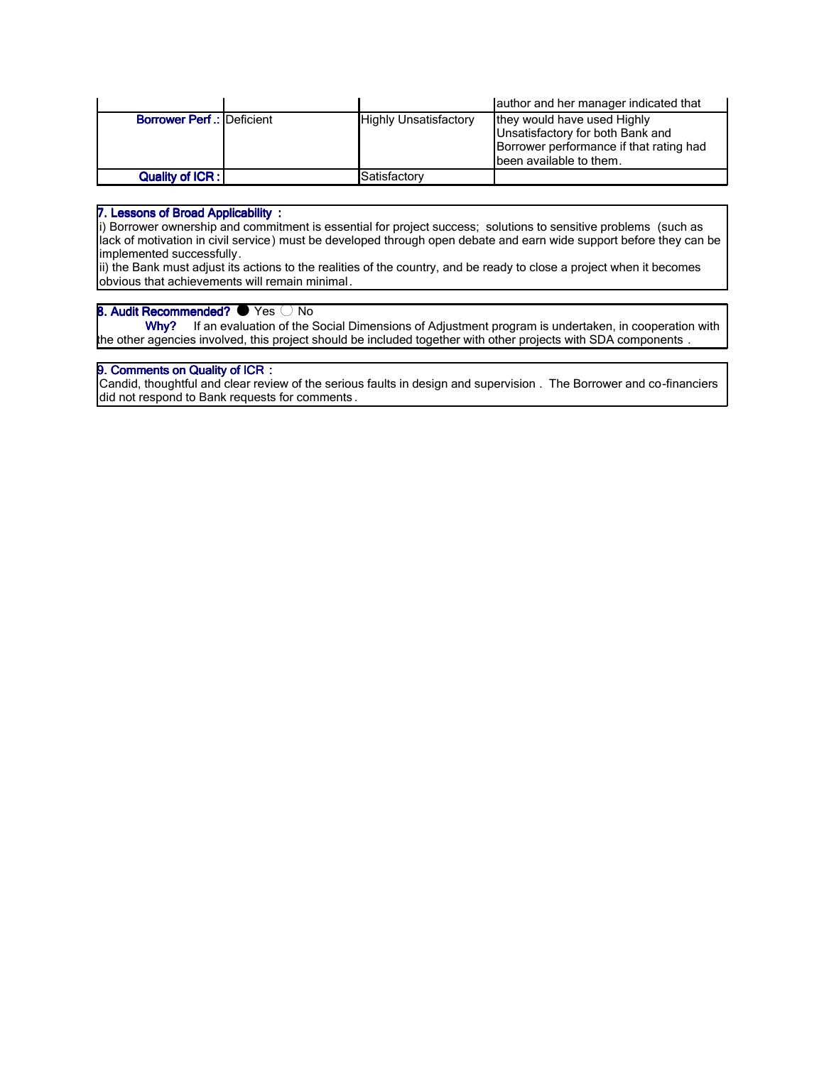| | | | |
|---|---|---|---|
| | | | author and her manager indicated that |
| **Borrower Perf .:** | Deficient | Highly Unsatisfactory | they would have used Highly Unsatisfactory for both Bank and Borrower performance if that rating had been available to them. |
| **Quality of ICR :** | | Satisfactory | |

**7. Lessons of Broad Applicability :**

i) Borrower ownership and commitment is essential for project success; solutions to sensitive problems (such as lack of motivation in civil service) must be developed through open debate and earn wide support before they can be implemented successfully.
ii) the Bank must adjust its actions to the realities of the country, and be ready to close a project when it becomes obvious that achievements will remain minimal.

**8. Audit Recommended?** ● Yes ○ No

**Why?** If an evaluation of the Social Dimensions of Adjustment program is undertaken, in cooperation with the other agencies involved, this project should be included together with other projects with SDA components .

**9. Comments on Quality of ICR :**

Candid, thoughtful and clear review of the serious faults in design and supervision . The Borrower and co-financiers did not respond to Bank requests for comments.